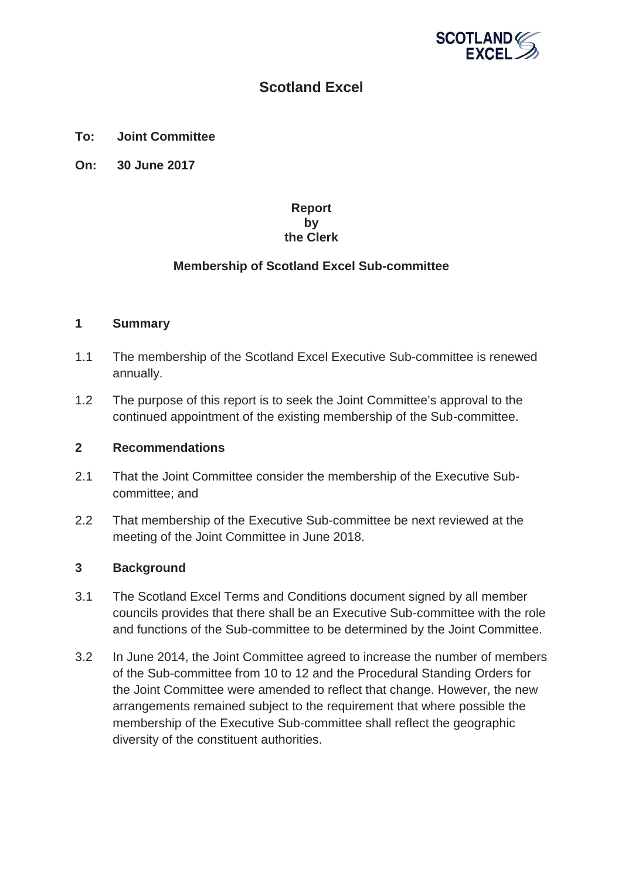# Scotland Excel

**To: Joint Committee**

**On: 30 June 2017**

**Report**
**by**
**the Clerk**

**Membership of Scotland Excel Sub-committee**

## 1 Summary

1.1 The membership of the Scotland Excel Executive Sub-committee is renewed annually.

1.2 The purpose of this report is to seek the Joint Committee's approval to the continued appointment of the existing membership of the Sub-committee.

## 2 Recommendations

2.1 That the Joint Committee consider the membership of the Executive Sub-committee; and

2.2 That membership of the Executive Sub-committee be next reviewed at the meeting of the Joint Committee in June 2018.

## 3 Background

3.1 The Scotland Excel Terms and Conditions document signed by all member councils provides that there shall be an Executive Sub-committee with the role and functions of the Sub-committee to be determined by the Joint Committee.

3.2 In June 2014, the Joint Committee agreed to increase the number of members of the Sub-committee from 10 to 12 and the Procedural Standing Orders for the Joint Committee were amended to reflect that change. However, the new arrangements remained subject to the requirement that where possible the membership of the Executive Sub-committee shall reflect the geographic diversity of the constituent authorities.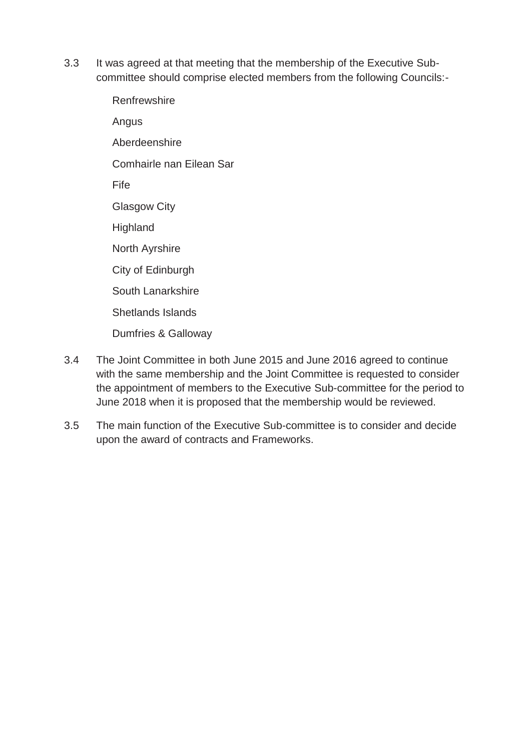3.3 It was agreed at that meeting that the membership of the Executive Sub-committee should comprise elected members from the following Councils:-

Renfrewshire

Angus

Aberdeenshire

Comhairle nan Eilean Sar

Fife

Glasgow City

Highland

North Ayrshire

City of Edinburgh

South Lanarkshire

Shetlands Islands

Dumfries & Galloway

3.4 The Joint Committee in both June 2015 and June 2016 agreed to continue with the same membership and the Joint Committee is requested to consider the appointment of members to the Executive Sub-committee for the period to June 2018 when it is proposed that the membership would be reviewed.

3.5 The main function of the Executive Sub-committee is to consider and decide upon the award of contracts and Frameworks.